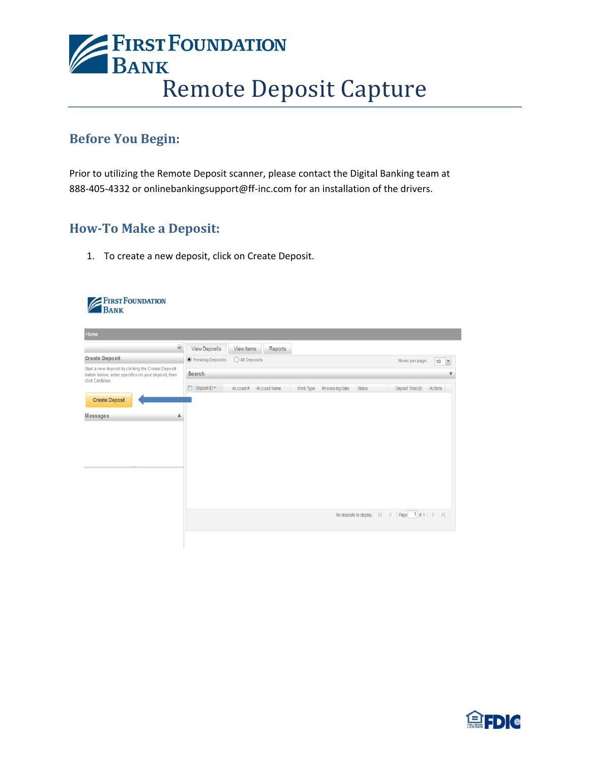# First Foundation Bank

# Remote Deposit Capture

## Before You Begin:

Prior to utilizing the Remote Deposit scanner, please contact the Digital Banking team at 888-405-4332 or onlinebankingsupport@ff-inc.com for an installation of the drivers.

## How-To Make a Deposit:

1. To create a new deposit, click on Create Deposit.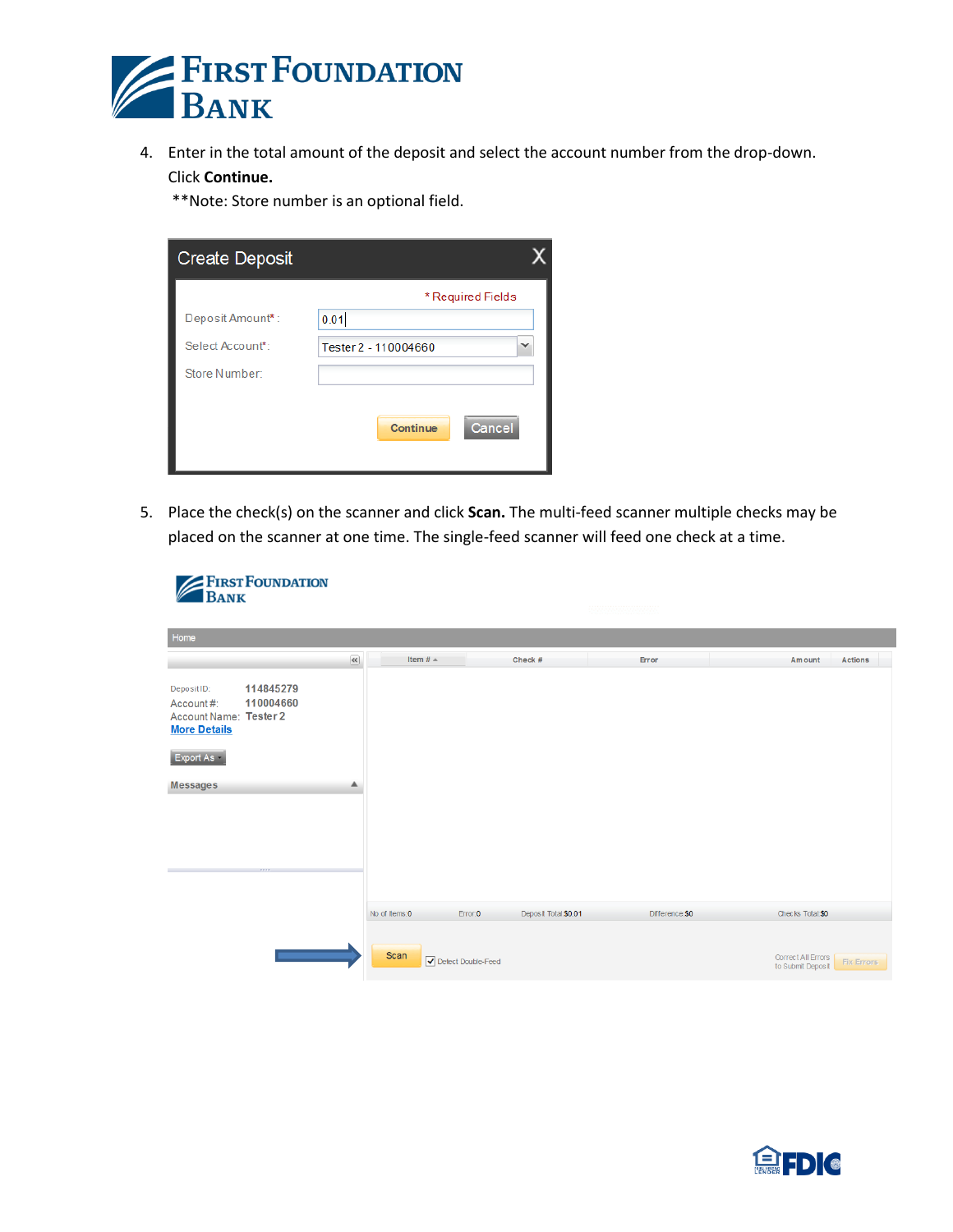4. Enter in the total amount of the deposit and select the account number from the drop-down. Click **Continue.**
   **Note: Store number is an optional field.

5. Place the check(s) on the scanner and click **Scan.** The multi-feed scanner multiple checks may be placed on the scanner at one time. The single-feed scanner will feed one check at a time.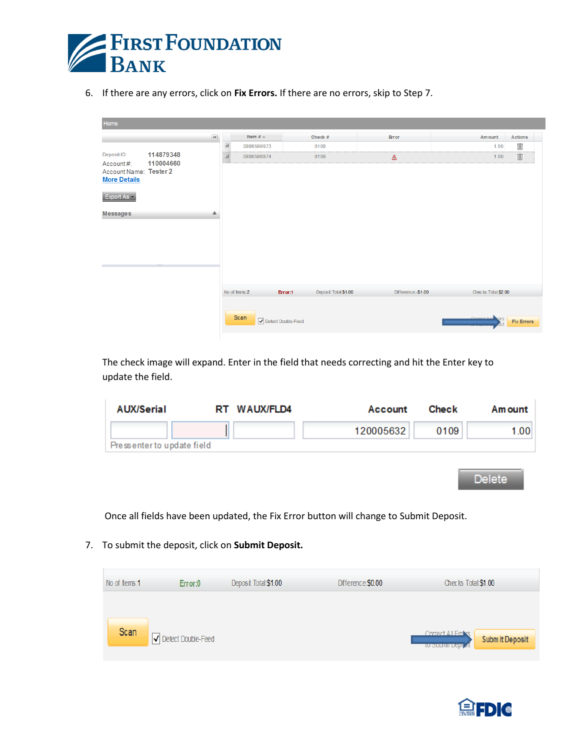6. If there are any errors, click on **Fix Errors.** If there are no errors, skip to Step 7.

   The check image will expand. Enter in the field that needs correcting and hit the Enter key to update the field.

   Once all fields have been updated, the Fix Error button will change to Submit Deposit.

7. To submit the deposit, click on **Submit Deposit.**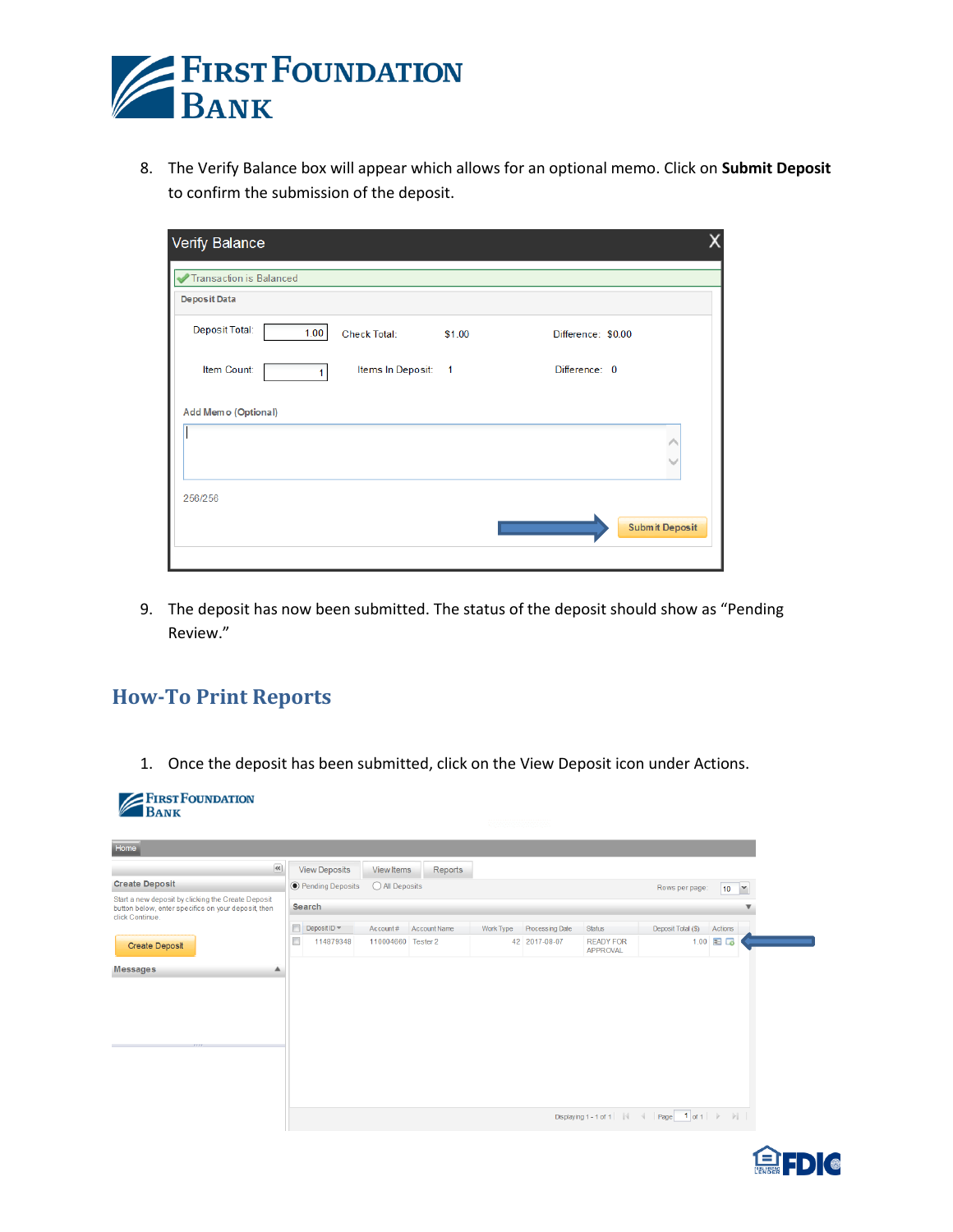8. The Verify Balance box will appear which allows for an optional memo. Click on **Submit Deposit** to confirm the submission of the deposit.

9. The deposit has now been submitted. The status of the deposit should show as "Pending Review."

## How-To Print Reports

1. Once the deposit has been submitted, click on the View Deposit icon under Actions.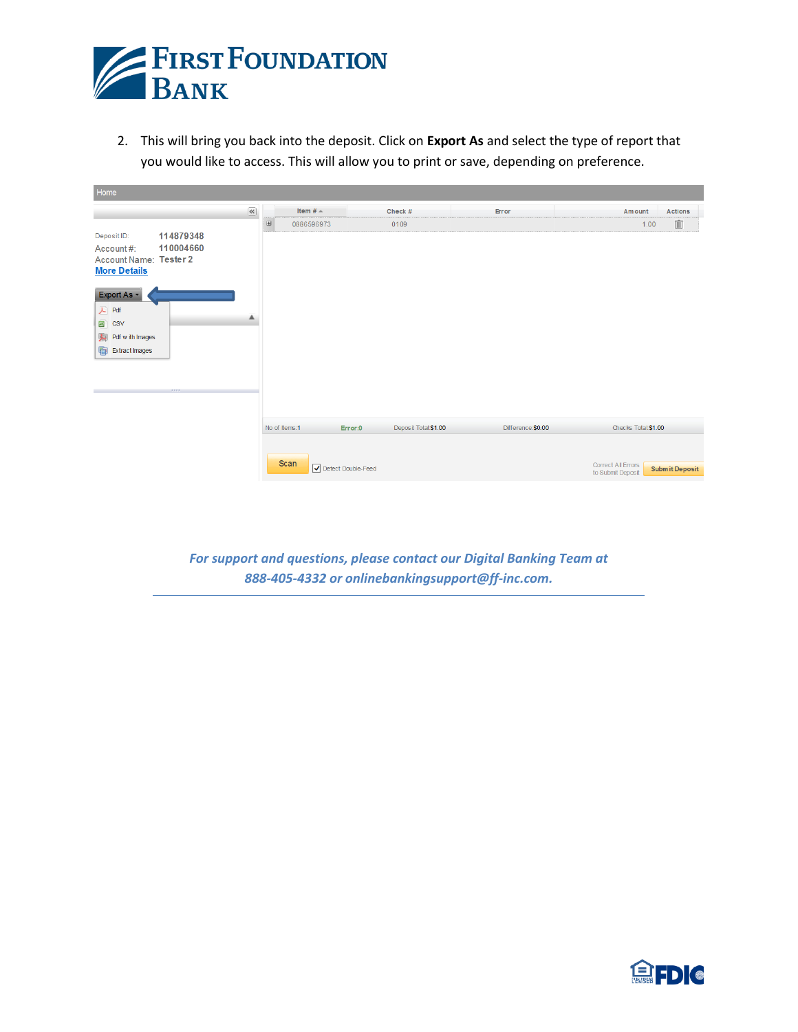2. This will bring you back into the deposit. Click on **Export As** and select the type of report that you would like to access. This will allow you to print or save, depending on preference.

Home

Deposit ID: 114879348
Account #: 110004660
Account Name: Tester 2
More Details

Export As
Pdf
CSV
Pdf with Images
Extract Images

| Item # | Check # | Error | Amount | Actions |
|---|---|---|---|---|
| 0886596973 | 0109 | | 1.00 | |

No of Items:1 Error:0 Deposit Total:$1.00 Difference:$0.00 Checks Total:$1.00

Scan Detect Double-Feed Correct All Errors to Submit Deposit Submit Deposit

*For support and questions, please contact our Digital Banking Team at 888-405-4332 or onlinebankingsupport@ff-inc.com.*